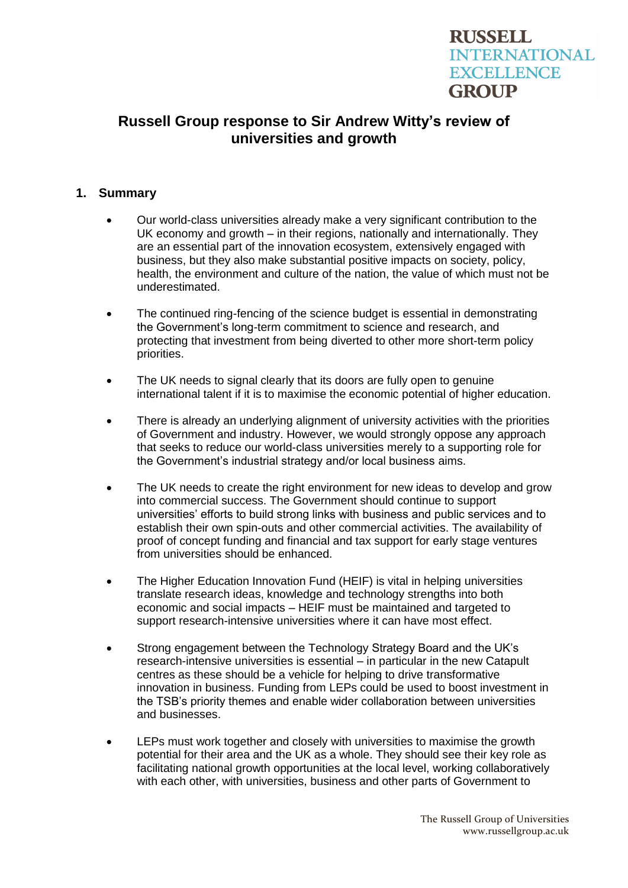# Russell Group response to Sir Andrew Witty's review of universities and growth

## 1. Summary

- Our world-class universities already make a very significant contribution to the UK economy and growth – in their regions, nationally and internationally. They are an essential part of the innovation ecosystem, extensively engaged with business, but they also make substantial positive impacts on society, policy, health, the environment and culture of the nation, the value of which must not be underestimated.

- The continued ring-fencing of the science budget is essential in demonstrating the Government's long-term commitment to science and research, and protecting that investment from being diverted to other more short-term policy priorities.

- The UK needs to signal clearly that its doors are fully open to genuine international talent if it is to maximise the economic potential of higher education.

- There is already an underlying alignment of university activities with the priorities of Government and industry. However, we would strongly oppose any approach that seeks to reduce our world-class universities merely to a supporting role for the Government's industrial strategy and/or local business aims.

- The UK needs to create the right environment for new ideas to develop and grow into commercial success. The Government should continue to support universities' efforts to build strong links with business and public services and to establish their own spin-outs and other commercial activities. The availability of proof of concept funding and financial and tax support for early stage ventures from universities should be enhanced.

- The Higher Education Innovation Fund (HEIF) is vital in helping universities translate research ideas, knowledge and technology strengths into both economic and social impacts – HEIF must be maintained and targeted to support research-intensive universities where it can have most effect.

- Strong engagement between the Technology Strategy Board and the UK's research-intensive universities is essential – in particular in the new Catapult centres as these should be a vehicle for helping to drive transformative innovation in business. Funding from LEPs could be used to boost investment in the TSB's priority themes and enable wider collaboration between universities and businesses.

- LEPs must work together and closely with universities to maximise the growth potential for their area and the UK as a whole. They should see their key role as facilitating national growth opportunities at the local level, working collaboratively with each other, with universities, business and other parts of Government to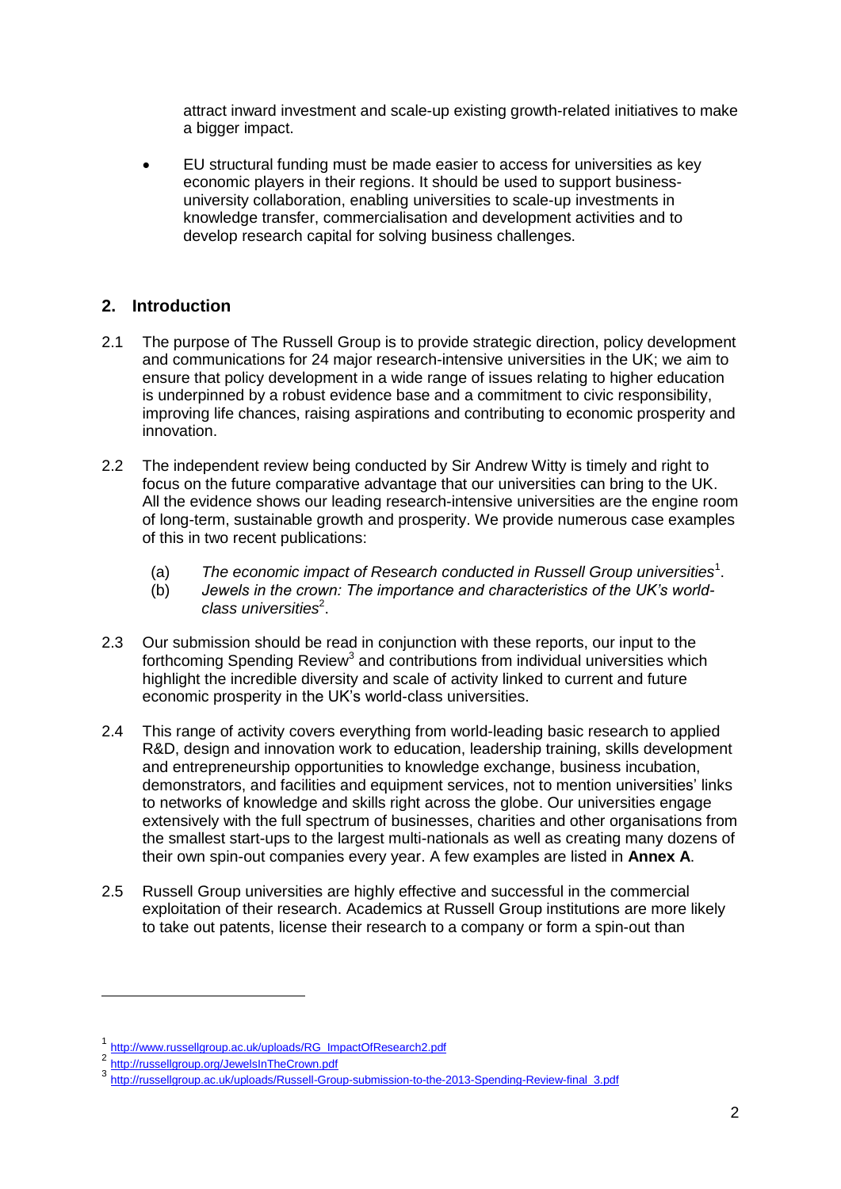attract inward investment and scale-up existing growth-related initiatives to make a bigger impact.

- EU structural funding must be made easier to access for universities as key economic players in their regions. It should be used to support business-university collaboration, enabling universities to scale-up investments in knowledge transfer, commercialisation and development activities and to develop research capital for solving business challenges.

## 2. Introduction

2.1 The purpose of The Russell Group is to provide strategic direction, policy development and communications for 24 major research-intensive universities in the UK; we aim to ensure that policy development in a wide range of issues relating to higher education is underpinned by a robust evidence base and a commitment to civic responsibility, improving life chances, raising aspirations and contributing to economic prosperity and innovation.

2.2 The independent review being conducted by Sir Andrew Witty is timely and right to focus on the future comparative advantage that our universities can bring to the UK. All the evidence shows our leading research-intensive universities are the engine room of long-term, sustainable growth and prosperity. We provide numerous case examples of this in two recent publications:

(a) *The economic impact of Research conducted in Russell Group universities*[1].

(b) *Jewels in the crown: The importance and characteristics of the UK's world-class universities*[2].

2.3 Our submission should be read in conjunction with these reports, our input to the forthcoming Spending Review[3] and contributions from individual universities which highlight the incredible diversity and scale of activity linked to current and future economic prosperity in the UK's world-class universities.

2.4 This range of activity covers everything from world-leading basic research to applied R&D, design and innovation work to education, leadership training, skills development and entrepreneurship opportunities to knowledge exchange, business incubation, demonstrators, and facilities and equipment services, not to mention universities' links to networks of knowledge and skills right across the globe. Our universities engage extensively with the full spectrum of businesses, charities and other organisations from the smallest start-ups to the largest multi-nationals as well as creating many dozens of their own spin-out companies every year. A few examples are listed in **Annex A**.

2.5 Russell Group universities are highly effective and successful in the commercial exploitation of their research. Academics at Russell Group institutions are more likely to take out patents, license their research to a company or form a spin-out than

---

[1] http://www.russellgroup.ac.uk/uploads/RG_ImpactOfResearch2.pdf

[2] http://russellgroup.org/JewelsInTheCrown.pdf

[3] http://russellgroup.ac.uk/uploads/Russell-Group-submission-to-the-2013-Spending-Review-final_3.pdf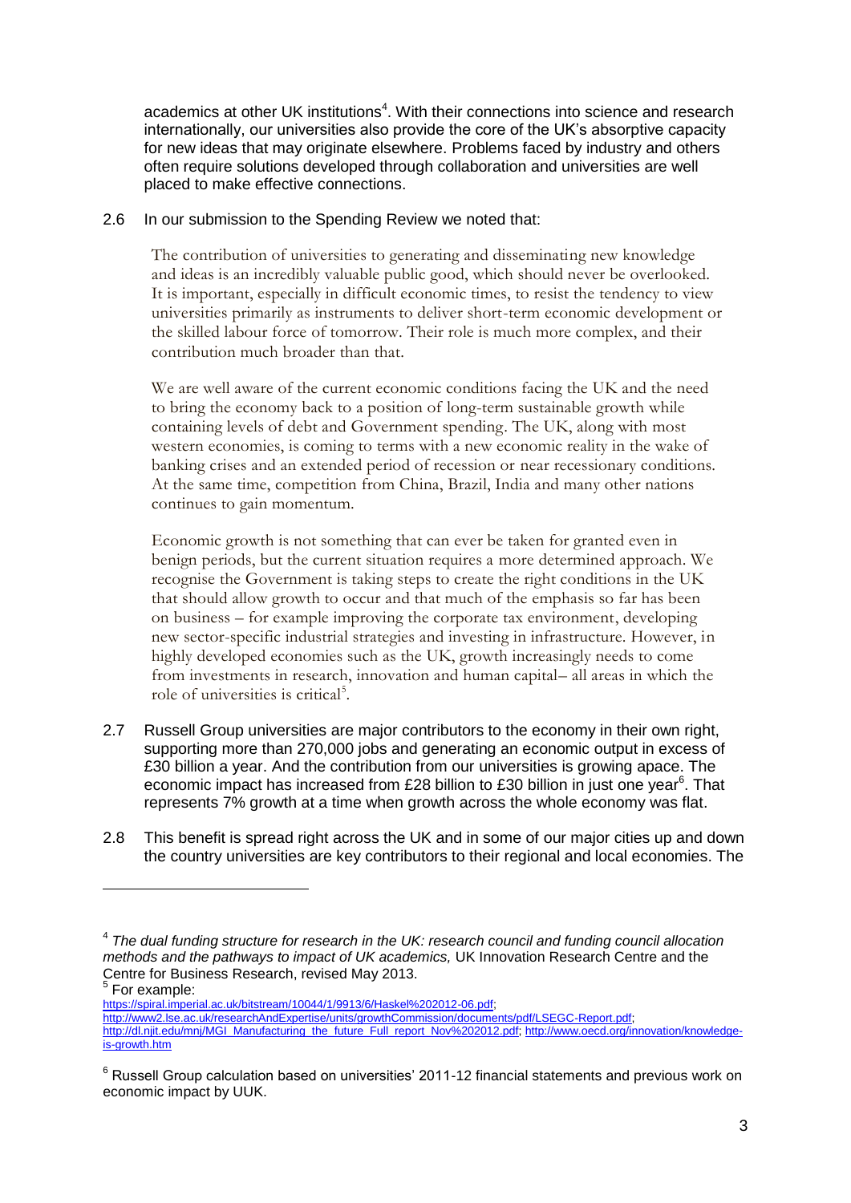academics at other UK institutions[4]. With their connections into science and research internationally, our universities also provide the core of the UK's absorptive capacity for new ideas that may originate elsewhere. Problems faced by industry and others often require solutions developed through collaboration and universities are well placed to make effective connections.

2.6 In our submission to the Spending Review we noted that:

> The contribution of universities to generating and disseminating new knowledge and ideas is an incredibly valuable public good, which should never be overlooked. It is important, especially in difficult economic times, to resist the tendency to view universities primarily as instruments to deliver short-term economic development or the skilled labour force of tomorrow. Their role is much more complex, and their contribution much broader than that.
>
> We are well aware of the current economic conditions facing the UK and the need to bring the economy back to a position of long-term sustainable growth while containing levels of debt and Government spending. The UK, along with most western economies, is coming to terms with a new economic reality in the wake of banking crises and an extended period of recession or near recessionary conditions. At the same time, competition from China, Brazil, India and many other nations continues to gain momentum.
>
> Economic growth is not something that can ever be taken for granted even in benign periods, but the current situation requires a more determined approach. We recognise the Government is taking steps to create the right conditions in the UK that should allow growth to occur and that much of the emphasis so far has been on business – for example improving the corporate tax environment, developing new sector-specific industrial strategies and investing in infrastructure. However, in highly developed economies such as the UK, growth increasingly needs to come from investments in research, innovation and human capital– all areas in which the role of universities is critical[5].

2.7 Russell Group universities are major contributors to the economy in their own right, supporting more than 270,000 jobs and generating an economic output in excess of £30 billion a year. And the contribution from our universities is growing apace. The economic impact has increased from £28 billion to £30 billion in just one year[6]. That represents 7% growth at a time when growth across the whole economy was flat.

2.8 This benefit is spread right across the UK and in some of our major cities up and down the country universities are key contributors to their regional and local economies. The

---

[4] *The dual funding structure for research in the UK: research council and funding council allocation methods and the pathways to impact of UK academics,* UK Innovation Research Centre and the Centre for Business Research, revised May 2013.

[5] For example: https://spiral.imperial.ac.uk/bitstream/10044/1/9913/6/Haskel%202012-06.pdf; http://www2.lse.ac.uk/researchAndExpertise/units/growthCommission/documents/pdf/LSEGC-Report.pdf; http://dl.njit.edu/mnj/MGI_Manufacturing_the_future_Full_report_Nov%202012.pdf; http://www.oecd.org/innovation/knowledge-is-growth.htm

[6] Russell Group calculation based on universities' 2011-12 financial statements and previous work on economic impact by UUK.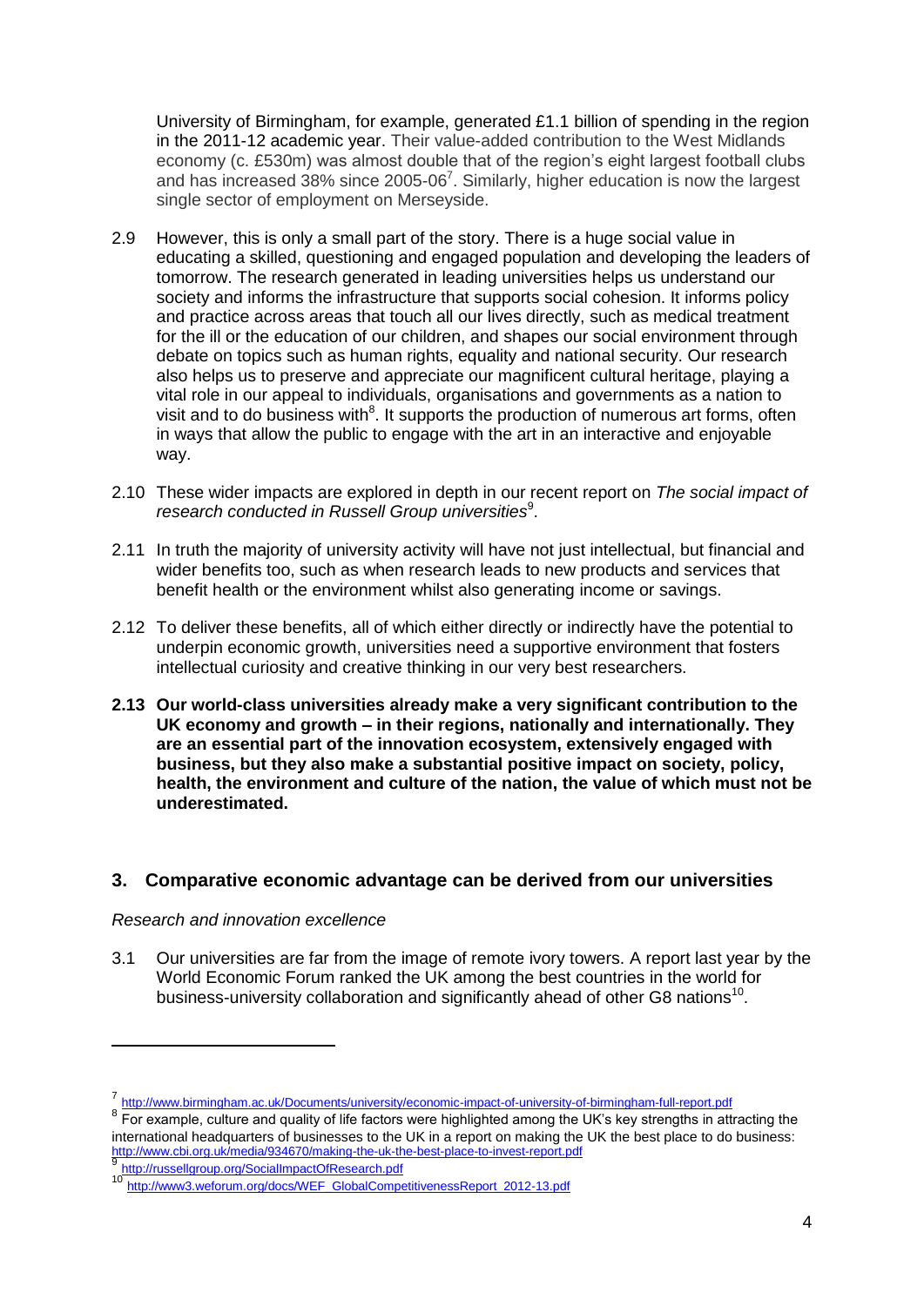University of Birmingham, for example, generated £1.1 billion of spending in the region in the 2011-12 academic year. Their value-added contribution to the West Midlands economy (c. £530m) was almost double that of the region's eight largest football clubs and has increased 38% since 2005-06[7]. Similarly, higher education is now the largest single sector of employment on Merseyside.

2.9 However, this is only a small part of the story. There is a huge social value in educating a skilled, questioning and engaged population and developing the leaders of tomorrow. The research generated in leading universities helps us understand our society and informs the infrastructure that supports social cohesion. It informs policy and practice across areas that touch all our lives directly, such as medical treatment for the ill or the education of our children, and shapes our social environment through debate on topics such as human rights, equality and national security. Our research also helps us to preserve and appreciate our magnificent cultural heritage, playing a vital role in our appeal to individuals, organisations and governments as a nation to visit and to do business with[8]. It supports the production of numerous art forms, often in ways that allow the public to engage with the art in an interactive and enjoyable way.

2.10 These wider impacts are explored in depth in our recent report on *The social impact of research conducted in Russell Group universities*[9].

2.11 In truth the majority of university activity will have not just intellectual, but financial and wider benefits too, such as when research leads to new products and services that benefit health or the environment whilst also generating income or savings.

2.12 To deliver these benefits, all of which either directly or indirectly have the potential to underpin economic growth, universities need a supportive environment that fosters intellectual curiosity and creative thinking in our very best researchers.

**2.13 Our world-class universities already make a very significant contribution to the UK economy and growth – in their regions, nationally and internationally. They are an essential part of the innovation ecosystem, extensively engaged with business, but they also make a substantial positive impact on society, policy, health, the environment and culture of the nation, the value of which must not be underestimated.**

## 3. Comparative economic advantage can be derived from our universities

*Research and innovation excellence*

3.1 Our universities are far from the image of remote ivory towers. A report last year by the World Economic Forum ranked the UK among the best countries in the world for business-university collaboration and significantly ahead of other G8 nations[10].

---

[7] http://www.birmingham.ac.uk/Documents/university/economic-impact-of-university-of-birmingham-full-report.pdf

[8] For example, culture and quality of life factors were highlighted among the UK's key strengths in attracting the international headquarters of businesses to the UK in a report on making the UK the best place to do business: http://www.cbi.org.uk/media/934670/making-the-uk-the-best-place-to-invest-report.pdf

[9] http://russellgroup.org/SocialImpactOfResearch.pdf

[10] http://www3.weforum.org/docs/WEF_GlobalCompetitivenessReport_2012-13.pdf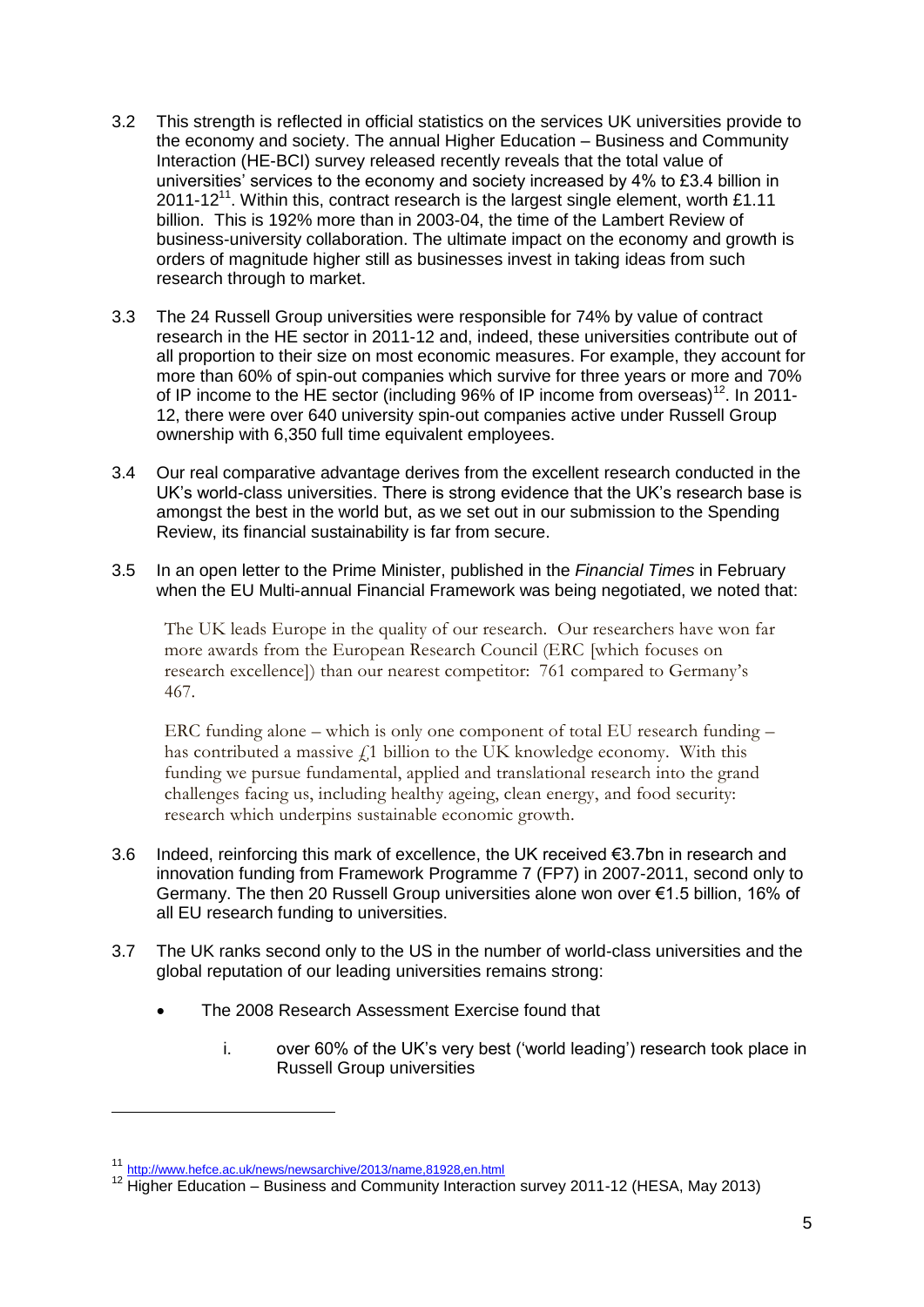3.2 This strength is reflected in official statistics on the services UK universities provide to the economy and society. The annual Higher Education – Business and Community Interaction (HE-BCI) survey released recently reveals that the total value of universities' services to the economy and society increased by 4% to £3.4 billion in 2011-12[11]. Within this, contract research is the largest single element, worth £1.11 billion. This is 192% more than in 2003-04, the time of the Lambert Review of business-university collaboration. The ultimate impact on the economy and growth is orders of magnitude higher still as businesses invest in taking ideas from such research through to market.

3.3 The 24 Russell Group universities were responsible for 74% by value of contract research in the HE sector in 2011-12 and, indeed, these universities contribute out of all proportion to their size on most economic measures. For example, they account for more than 60% of spin-out companies which survive for three years or more and 70% of IP income to the HE sector (including 96% of IP income from overseas)[12]. In 2011-12, there were over 640 university spin-out companies active under Russell Group ownership with 6,350 full time equivalent employees.

3.4 Our real comparative advantage derives from the excellent research conducted in the UK's world-class universities. There is strong evidence that the UK's research base is amongst the best in the world but, as we set out in our submission to the Spending Review, its financial sustainability is far from secure.

3.5 In an open letter to the Prime Minister, published in the *Financial Times* in February when the EU Multi-annual Financial Framework was being negotiated, we noted that:

> The UK leads Europe in the quality of our research. Our researchers have won far more awards from the European Research Council (ERC [which focuses on research excellence]) than our nearest competitor: 761 compared to Germany's 467.
>
> ERC funding alone – which is only one component of total EU research funding – has contributed a massive £1 billion to the UK knowledge economy. With this funding we pursue fundamental, applied and translational research into the grand challenges facing us, including healthy ageing, clean energy, and food security: research which underpins sustainable economic growth.

3.6 Indeed, reinforcing this mark of excellence, the UK received €3.7bn in research and innovation funding from Framework Programme 7 (FP7) in 2007-2011, second only to Germany. The then 20 Russell Group universities alone won over €1.5 billion, 16% of all EU research funding to universities.

3.7 The UK ranks second only to the US in the number of world-class universities and the global reputation of our leading universities remains strong:

- The 2008 Research Assessment Exercise found that
  i. over 60% of the UK's very best ('world leading') research took place in Russell Group universities

---

[11] http://www.hefce.ac.uk/news/newsarchive/2013/name,81928,en.html

[12] Higher Education – Business and Community Interaction survey 2011-12 (HESA, May 2013)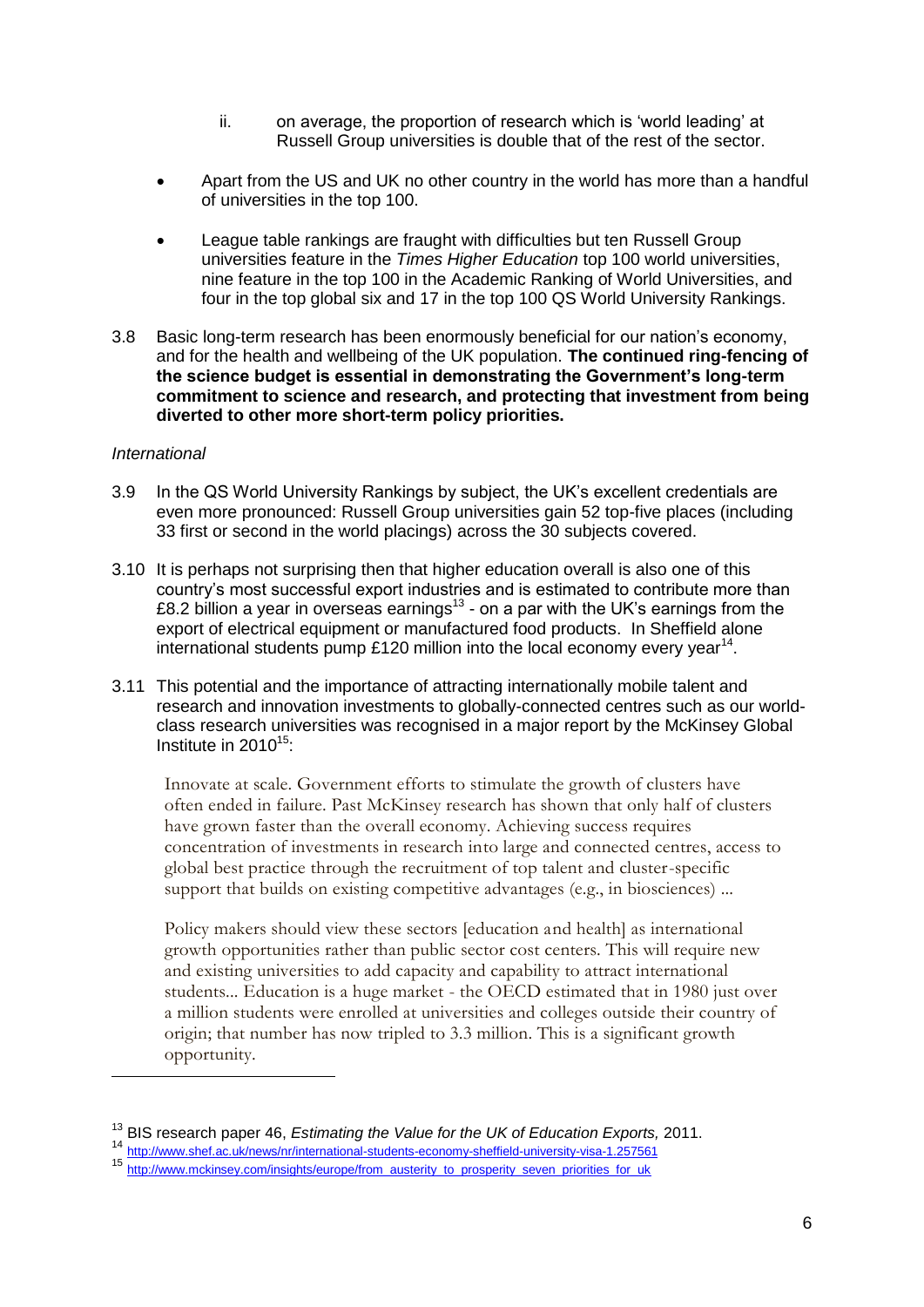ii. on average, the proportion of research which is 'world leading' at Russell Group universities is double that of the rest of the sector.

- Apart from the US and UK no other country in the world has more than a handful of universities in the top 100.

- League table rankings are fraught with difficulties but ten Russell Group universities feature in the *Times Higher Education* top 100 world universities, nine feature in the top 100 in the Academic Ranking of World Universities, and four in the top global six and 17 in the top 100 QS World University Rankings.

3.8 Basic long-term research has been enormously beneficial for our nation's economy, and for the health and wellbeing of the UK population. **The continued ring-fencing of the science budget is essential in demonstrating the Government's long-term commitment to science and research, and protecting that investment from being diverted to other more short-term policy priorities.**

*International*

3.9 In the QS World University Rankings by subject, the UK's excellent credentials are even more pronounced: Russell Group universities gain 52 top-five places (including 33 first or second in the world placings) across the 30 subjects covered.

3.10 It is perhaps not surprising then that higher education overall is also one of this country's most successful export industries and is estimated to contribute more than £8.2 billion a year in overseas earnings[13] - on a par with the UK's earnings from the export of electrical equipment or manufactured food products. In Sheffield alone international students pump £120 million into the local economy every year[14].

3.11 This potential and the importance of attracting internationally mobile talent and research and innovation investments to globally-connected centres such as our world-class research universities was recognised in a major report by the McKinsey Global Institute in 2010[15]:

> Innovate at scale. Government efforts to stimulate the growth of clusters have often ended in failure. Past McKinsey research has shown that only half of clusters have grown faster than the overall economy. Achieving success requires concentration of investments in research into large and connected centres, access to global best practice through the recruitment of top talent and cluster-specific support that builds on existing competitive advantages (e.g., in biosciences) ...
>
> Policy makers should view these sectors [education and health] as international growth opportunities rather than public sector cost centers. This will require new and existing universities to add capacity and capability to attract international students... Education is a huge market - the OECD estimated that in 1980 just over a million students were enrolled at universities and colleges outside their country of origin; that number has now tripled to 3.3 million. This is a significant growth opportunity.

---

[13] BIS research paper 46, *Estimating the Value for the UK of Education Exports,* 2011.

[14] http://www.shef.ac.uk/news/nr/international-students-economy-sheffield-university-visa-1.257561

[15] http://www.mckinsey.com/insights/europe/from_austerity_to_prosperity_seven_priorities_for_uk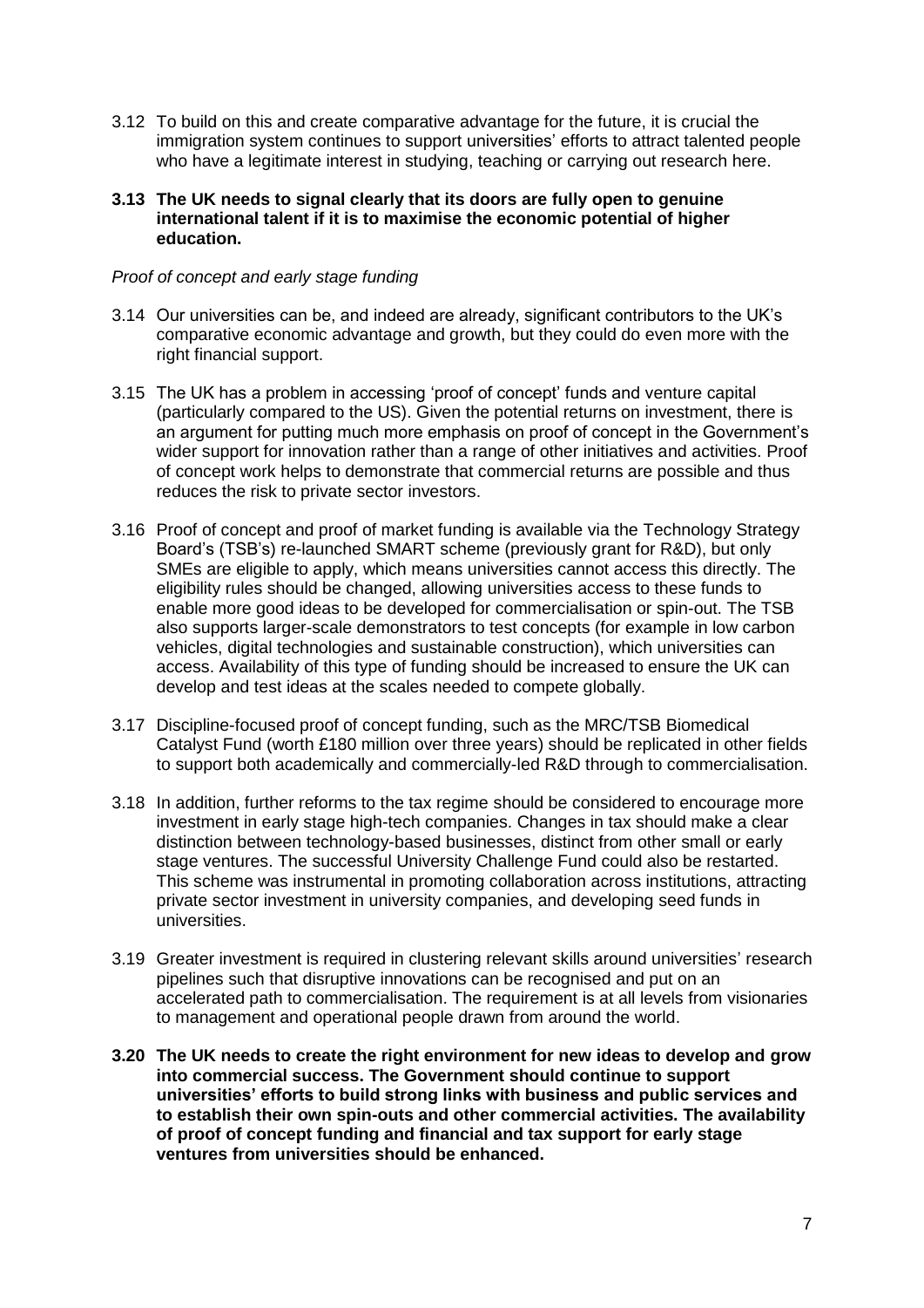3.12 To build on this and create comparative advantage for the future, it is crucial the immigration system continues to support universities' efforts to attract talented people who have a legitimate interest in studying, teaching or carrying out research here.

**3.13 The UK needs to signal clearly that its doors are fully open to genuine international talent if it is to maximise the economic potential of higher education.**

*Proof of concept and early stage funding*

3.14 Our universities can be, and indeed are already, significant contributors to the UK's comparative economic advantage and growth, but they could do even more with the right financial support.

3.15 The UK has a problem in accessing 'proof of concept' funds and venture capital (particularly compared to the US). Given the potential returns on investment, there is an argument for putting much more emphasis on proof of concept in the Government's wider support for innovation rather than a range of other initiatives and activities. Proof of concept work helps to demonstrate that commercial returns are possible and thus reduces the risk to private sector investors.

3.16 Proof of concept and proof of market funding is available via the Technology Strategy Board's (TSB's) re-launched SMART scheme (previously grant for R&D), but only SMEs are eligible to apply, which means universities cannot access this directly. The eligibility rules should be changed, allowing universities access to these funds to enable more good ideas to be developed for commercialisation or spin-out. The TSB also supports larger-scale demonstrators to test concepts (for example in low carbon vehicles, digital technologies and sustainable construction), which universities can access. Availability of this type of funding should be increased to ensure the UK can develop and test ideas at the scales needed to compete globally.

3.17 Discipline-focused proof of concept funding, such as the MRC/TSB Biomedical Catalyst Fund (worth £180 million over three years) should be replicated in other fields to support both academically and commercially-led R&D through to commercialisation.

3.18 In addition, further reforms to the tax regime should be considered to encourage more investment in early stage high-tech companies. Changes in tax should make a clear distinction between technology-based businesses, distinct from other small or early stage ventures. The successful University Challenge Fund could also be restarted. This scheme was instrumental in promoting collaboration across institutions, attracting private sector investment in university companies, and developing seed funds in universities.

3.19 Greater investment is required in clustering relevant skills around universities' research pipelines such that disruptive innovations can be recognised and put on an accelerated path to commercialisation. The requirement is at all levels from visionaries to management and operational people drawn from around the world.

**3.20 The UK needs to create the right environment for new ideas to develop and grow into commercial success. The Government should continue to support universities' efforts to build strong links with business and public services and to establish their own spin-outs and other commercial activities. The availability of proof of concept funding and financial and tax support for early stage ventures from universities should be enhanced.**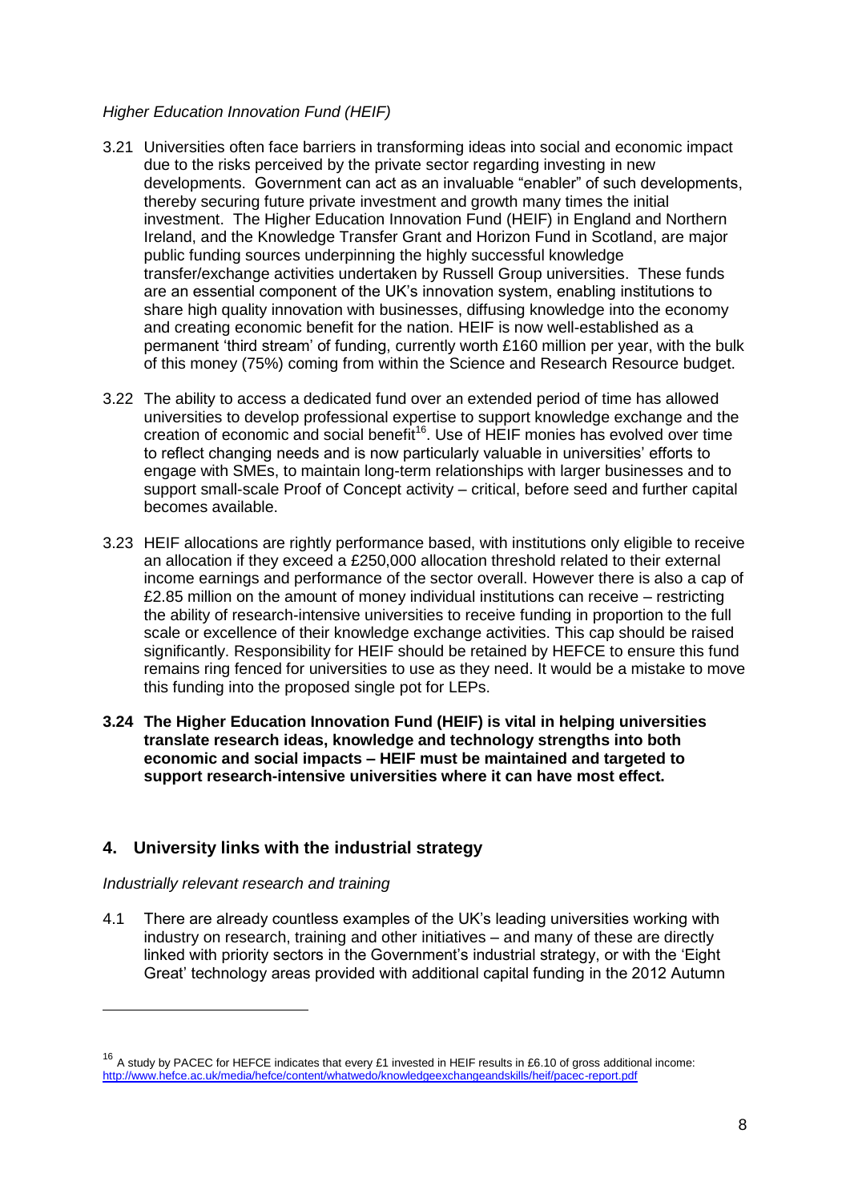*Higher Education Innovation Fund (HEIF)*

3.21 Universities often face barriers in transforming ideas into social and economic impact due to the risks perceived by the private sector regarding investing in new developments. Government can act as an invaluable "enabler" of such developments, thereby securing future private investment and growth many times the initial investment. The Higher Education Innovation Fund (HEIF) in England and Northern Ireland, and the Knowledge Transfer Grant and Horizon Fund in Scotland, are major public funding sources underpinning the highly successful knowledge transfer/exchange activities undertaken by Russell Group universities. These funds are an essential component of the UK's innovation system, enabling institutions to share high quality innovation with businesses, diffusing knowledge into the economy and creating economic benefit for the nation. HEIF is now well-established as a permanent 'third stream' of funding, currently worth £160 million per year, with the bulk of this money (75%) coming from within the Science and Research Resource budget.

3.22 The ability to access a dedicated fund over an extended period of time has allowed universities to develop professional expertise to support knowledge exchange and the creation of economic and social benefit[16]. Use of HEIF monies has evolved over time to reflect changing needs and is now particularly valuable in universities' efforts to engage with SMEs, to maintain long-term relationships with larger businesses and to support small-scale Proof of Concept activity – critical, before seed and further capital becomes available.

3.23 HEIF allocations are rightly performance based, with institutions only eligible to receive an allocation if they exceed a £250,000 allocation threshold related to their external income earnings and performance of the sector overall. However there is also a cap of £2.85 million on the amount of money individual institutions can receive – restricting the ability of research-intensive universities to receive funding in proportion to the full scale or excellence of their knowledge exchange activities. This cap should be raised significantly. Responsibility for HEIF should be retained by HEFCE to ensure this fund remains ring fenced for universities to use as they need. It would be a mistake to move this funding into the proposed single pot for LEPs.

**3.24 The Higher Education Innovation Fund (HEIF) is vital in helping universities translate research ideas, knowledge and technology strengths into both economic and social impacts – HEIF must be maintained and targeted to support research-intensive universities where it can have most effect.**

## 4. University links with the industrial strategy

*Industrially relevant research and training*

4.1 There are already countless examples of the UK's leading universities working with industry on research, training and other initiatives – and many of these are directly linked with priority sectors in the Government's industrial strategy, or with the 'Eight Great' technology areas provided with additional capital funding in the 2012 Autumn

---

[16] A study by PACEC for HEFCE indicates that every £1 invested in HEIF results in £6.10 of gross additional income: http://www.hefce.ac.uk/media/hefce/content/whatwedo/knowledgeexchangeandskills/heif/pacec-report.pdf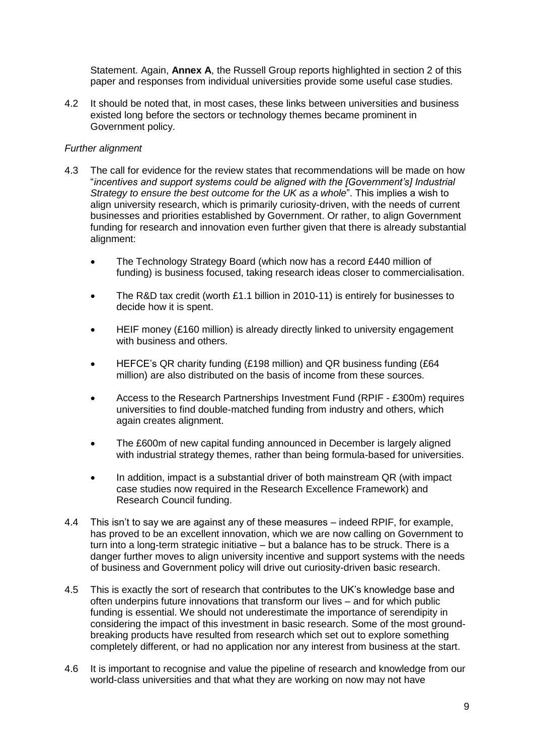Statement. Again, **Annex A**, the Russell Group reports highlighted in section 2 of this paper and responses from individual universities provide some useful case studies.

4.2 It should be noted that, in most cases, these links between universities and business existed long before the sectors or technology themes became prominent in Government policy.

*Further alignment*

4.3 The call for evidence for the review states that recommendations will be made on how "*incentives and support systems could be aligned with the [Government's] Industrial Strategy to ensure the best outcome for the UK as a whole*". This implies a wish to align university research, which is primarily curiosity-driven, with the needs of current businesses and priorities established by Government. Or rather, to align Government funding for research and innovation even further given that there is already substantial alignment:

- The Technology Strategy Board (which now has a record £440 million of funding) is business focused, taking research ideas closer to commercialisation.
- The R&D tax credit (worth £1.1 billion in 2010-11) is entirely for businesses to decide how it is spent.
- HEIF money (£160 million) is already directly linked to university engagement with business and others.
- HEFCE's QR charity funding (£198 million) and QR business funding (£64 million) are also distributed on the basis of income from these sources.
- Access to the Research Partnerships Investment Fund (RPIF - £300m) requires universities to find double-matched funding from industry and others, which again creates alignment.
- The £600m of new capital funding announced in December is largely aligned with industrial strategy themes, rather than being formula-based for universities.
- In addition, impact is a substantial driver of both mainstream QR (with impact case studies now required in the Research Excellence Framework) and Research Council funding.

4.4 This isn't to say we are against any of these measures – indeed RPIF, for example, has proved to be an excellent innovation, which we are now calling on Government to turn into a long-term strategic initiative – but a balance has to be struck. There is a danger further moves to align university incentive and support systems with the needs of business and Government policy will drive out curiosity-driven basic research.

4.5 This is exactly the sort of research that contributes to the UK's knowledge base and often underpins future innovations that transform our lives – and for which public funding is essential. We should not underestimate the importance of serendipity in considering the impact of this investment in basic research. Some of the most ground-breaking products have resulted from research which set out to explore something completely different, or had no application nor any interest from business at the start.

4.6 It is important to recognise and value the pipeline of research and knowledge from our world-class universities and that what they are working on now may not have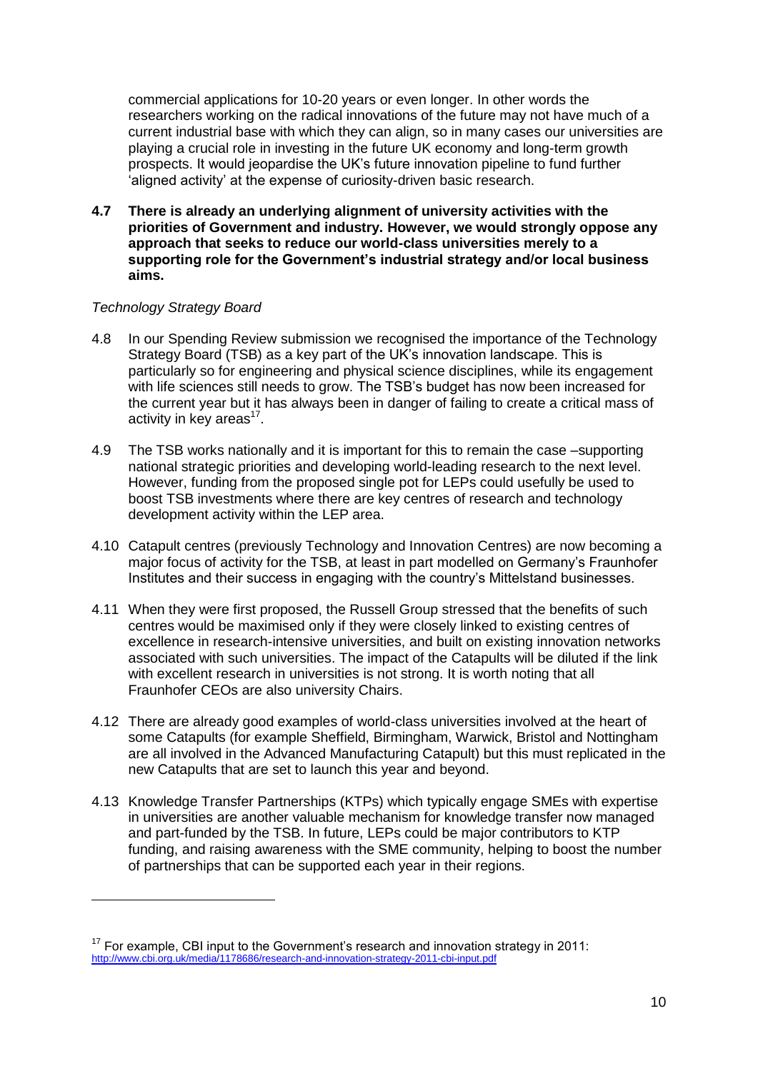commercial applications for 10-20 years or even longer. In other words the researchers working on the radical innovations of the future may not have much of a current industrial base with which they can align, so in many cases our universities are playing a crucial role in investing in the future UK economy and long-term growth prospects. It would jeopardise the UK's future innovation pipeline to fund further 'aligned activity' at the expense of curiosity-driven basic research.

**4.7 There is already an underlying alignment of university activities with the priorities of Government and industry. However, we would strongly oppose any approach that seeks to reduce our world-class universities merely to a supporting role for the Government's industrial strategy and/or local business aims.**

*Technology Strategy Board*

4.8 In our Spending Review submission we recognised the importance of the Technology Strategy Board (TSB) as a key part of the UK's innovation landscape. This is particularly so for engineering and physical science disciplines, while its engagement with life sciences still needs to grow. The TSB's budget has now been increased for the current year but it has always been in danger of failing to create a critical mass of activity in key areas[17].

4.9 The TSB works nationally and it is important for this to remain the case –supporting national strategic priorities and developing world-leading research to the next level. However, funding from the proposed single pot for LEPs could usefully be used to boost TSB investments where there are key centres of research and technology development activity within the LEP area.

4.10 Catapult centres (previously Technology and Innovation Centres) are now becoming a major focus of activity for the TSB, at least in part modelled on Germany's Fraunhofer Institutes and their success in engaging with the country's Mittelstand businesses.

4.11 When they were first proposed, the Russell Group stressed that the benefits of such centres would be maximised only if they were closely linked to existing centres of excellence in research-intensive universities, and built on existing innovation networks associated with such universities. The impact of the Catapults will be diluted if the link with excellent research in universities is not strong. It is worth noting that all Fraunhofer CEOs are also university Chairs.

4.12 There are already good examples of world-class universities involved at the heart of some Catapults (for example Sheffield, Birmingham, Warwick, Bristol and Nottingham are all involved in the Advanced Manufacturing Catapult) but this must replicated in the new Catapults that are set to launch this year and beyond.

4.13 Knowledge Transfer Partnerships (KTPs) which typically engage SMEs with expertise in universities are another valuable mechanism for knowledge transfer now managed and part-funded by the TSB. In future, LEPs could be major contributors to KTP funding, and raising awareness with the SME community, helping to boost the number of partnerships that can be supported each year in their regions.

---

[17] For example, CBI input to the Government's research and innovation strategy in 2011: http://www.cbi.org.uk/media/1178686/research-and-innovation-strategy-2011-cbi-input.pdf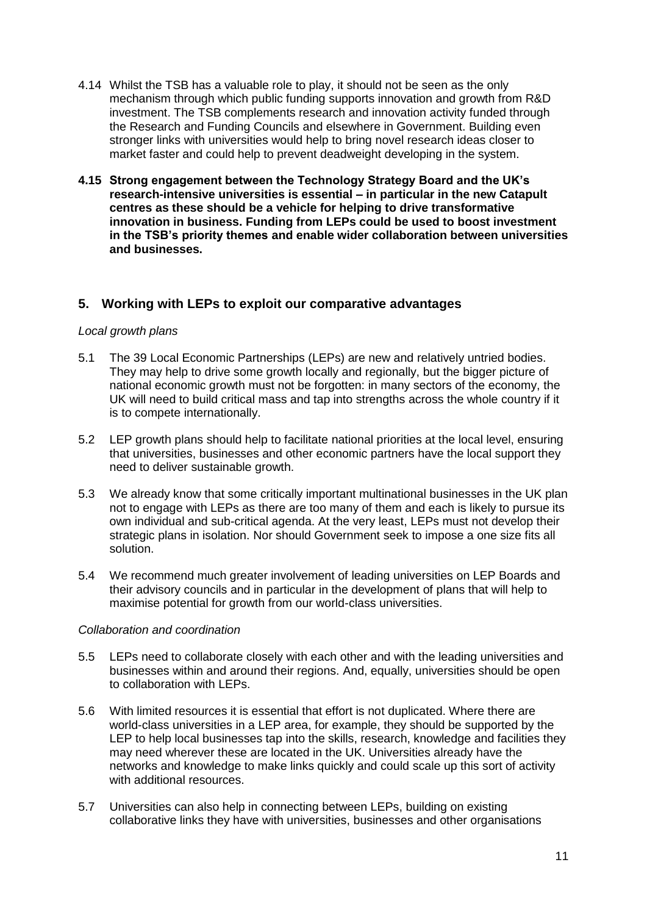4.14 Whilst the TSB has a valuable role to play, it should not be seen as the only mechanism through which public funding supports innovation and growth from R&D investment. The TSB complements research and innovation activity funded through the Research and Funding Councils and elsewhere in Government. Building even stronger links with universities would help to bring novel research ideas closer to market faster and could help to prevent deadweight developing in the system.

**4.15 Strong engagement between the Technology Strategy Board and the UK's research-intensive universities is essential – in particular in the new Catapult centres as these should be a vehicle for helping to drive transformative innovation in business. Funding from LEPs could be used to boost investment in the TSB's priority themes and enable wider collaboration between universities and businesses.**

## 5. Working with LEPs to exploit our comparative advantages

*Local growth plans*

5.1 The 39 Local Economic Partnerships (LEPs) are new and relatively untried bodies. They may help to drive some growth locally and regionally, but the bigger picture of national economic growth must not be forgotten: in many sectors of the economy, the UK will need to build critical mass and tap into strengths across the whole country if it is to compete internationally.

5.2 LEP growth plans should help to facilitate national priorities at the local level, ensuring that universities, businesses and other economic partners have the local support they need to deliver sustainable growth.

5.3 We already know that some critically important multinational businesses in the UK plan not to engage with LEPs as there are too many of them and each is likely to pursue its own individual and sub-critical agenda. At the very least, LEPs must not develop their strategic plans in isolation. Nor should Government seek to impose a one size fits all solution.

5.4 We recommend much greater involvement of leading universities on LEP Boards and their advisory councils and in particular in the development of plans that will help to maximise potential for growth from our world-class universities.

*Collaboration and coordination*

5.5 LEPs need to collaborate closely with each other and with the leading universities and businesses within and around their regions. And, equally, universities should be open to collaboration with LEPs.

5.6 With limited resources it is essential that effort is not duplicated. Where there are world-class universities in a LEP area, for example, they should be supported by the LEP to help local businesses tap into the skills, research, knowledge and facilities they may need wherever these are located in the UK. Universities already have the networks and knowledge to make links quickly and could scale up this sort of activity with additional resources.

5.7 Universities can also help in connecting between LEPs, building on existing collaborative links they have with universities, businesses and other organisations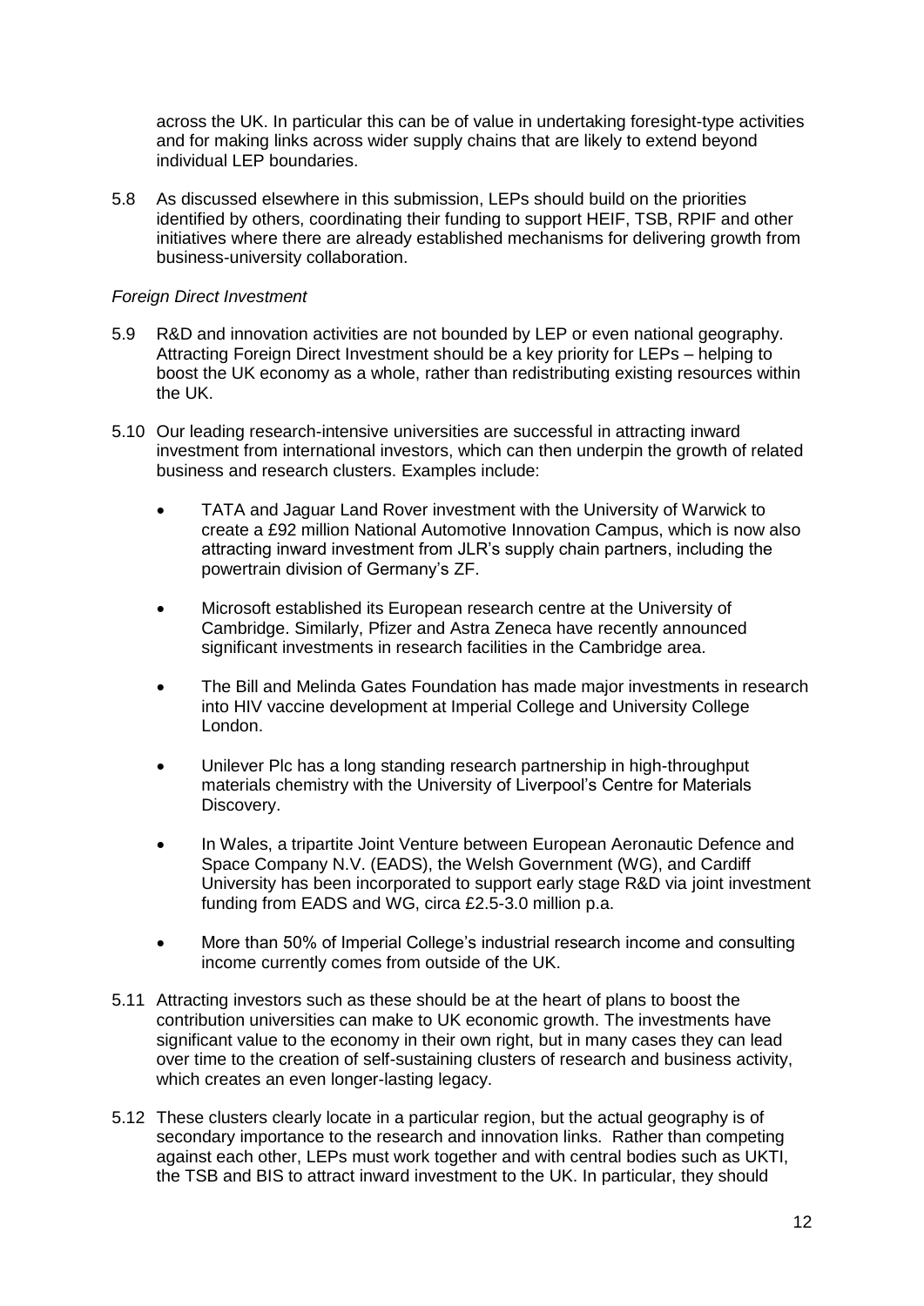across the UK. In particular this can be of value in undertaking foresight-type activities and for making links across wider supply chains that are likely to extend beyond individual LEP boundaries.

5.8 As discussed elsewhere in this submission, LEPs should build on the priorities identified by others, coordinating their funding to support HEIF, TSB, RPIF and other initiatives where there are already established mechanisms for delivering growth from business-university collaboration.

*Foreign Direct Investment*

5.9 R&D and innovation activities are not bounded by LEP or even national geography. Attracting Foreign Direct Investment should be a key priority for LEPs – helping to boost the UK economy as a whole, rather than redistributing existing resources within the UK.

5.10 Our leading research-intensive universities are successful in attracting inward investment from international investors, which can then underpin the growth of related business and research clusters. Examples include:

- TATA and Jaguar Land Rover investment with the University of Warwick to create a £92 million National Automotive Innovation Campus, which is now also attracting inward investment from JLR's supply chain partners, including the powertrain division of Germany's ZF.
- Microsoft established its European research centre at the University of Cambridge. Similarly, Pfizer and Astra Zeneca have recently announced significant investments in research facilities in the Cambridge area.
- The Bill and Melinda Gates Foundation has made major investments in research into HIV vaccine development at Imperial College and University College London.
- Unilever Plc has a long standing research partnership in high-throughput materials chemistry with the University of Liverpool's Centre for Materials Discovery.
- In Wales, a tripartite Joint Venture between European Aeronautic Defence and Space Company N.V. (EADS), the Welsh Government (WG), and Cardiff University has been incorporated to support early stage R&D via joint investment funding from EADS and WG, circa £2.5-3.0 million p.a.
- More than 50% of Imperial College's industrial research income and consulting income currently comes from outside of the UK.

5.11 Attracting investors such as these should be at the heart of plans to boost the contribution universities can make to UK economic growth. The investments have significant value to the economy in their own right, but in many cases they can lead over time to the creation of self-sustaining clusters of research and business activity, which creates an even longer-lasting legacy.

5.12 These clusters clearly locate in a particular region, but the actual geography is of secondary importance to the research and innovation links. Rather than competing against each other, LEPs must work together and with central bodies such as UKTI, the TSB and BIS to attract inward investment to the UK. In particular, they should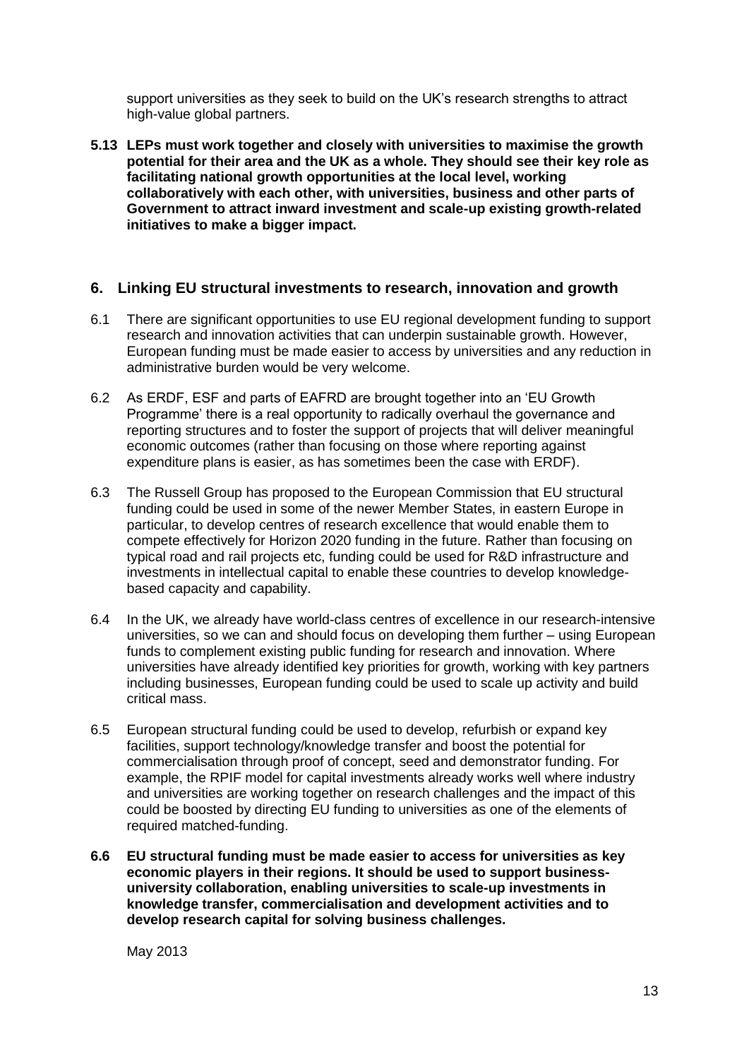support universities as they seek to build on the UK's research strengths to attract high-value global partners.

**5.13 LEPs must work together and closely with universities to maximise the growth potential for their area and the UK as a whole. They should see their key role as facilitating national growth opportunities at the local level, working collaboratively with each other, with universities, business and other parts of Government to attract inward investment and scale-up existing growth-related initiatives to make a bigger impact.**

## 6. Linking EU structural investments to research, innovation and growth

6.1 There are significant opportunities to use EU regional development funding to support research and innovation activities that can underpin sustainable growth. However, European funding must be made easier to access by universities and any reduction in administrative burden would be very welcome.

6.2 As ERDF, ESF and parts of EAFRD are brought together into an 'EU Growth Programme' there is a real opportunity to radically overhaul the governance and reporting structures and to foster the support of projects that will deliver meaningful economic outcomes (rather than focusing on those where reporting against expenditure plans is easier, as has sometimes been the case with ERDF).

6.3 The Russell Group has proposed to the European Commission that EU structural funding could be used in some of the newer Member States, in eastern Europe in particular, to develop centres of research excellence that would enable them to compete effectively for Horizon 2020 funding in the future. Rather than focusing on typical road and rail projects etc, funding could be used for R&D infrastructure and investments in intellectual capital to enable these countries to develop knowledge-based capacity and capability.

6.4 In the UK, we already have world-class centres of excellence in our research-intensive universities, so we can and should focus on developing them further – using European funds to complement existing public funding for research and innovation. Where universities have already identified key priorities for growth, working with key partners including businesses, European funding could be used to scale up activity and build critical mass.

6.5 European structural funding could be used to develop, refurbish or expand key facilities, support technology/knowledge transfer and boost the potential for commercialisation through proof of concept, seed and demonstrator funding. For example, the RPIF model for capital investments already works well where industry and universities are working together on research challenges and the impact of this could be boosted by directing EU funding to universities as one of the elements of required matched-funding.

**6.6 EU structural funding must be made easier to access for universities as key economic players in their regions. It should be used to support business-university collaboration, enabling universities to scale-up investments in knowledge transfer, commercialisation and development activities and to develop research capital for solving business challenges.**

May 2013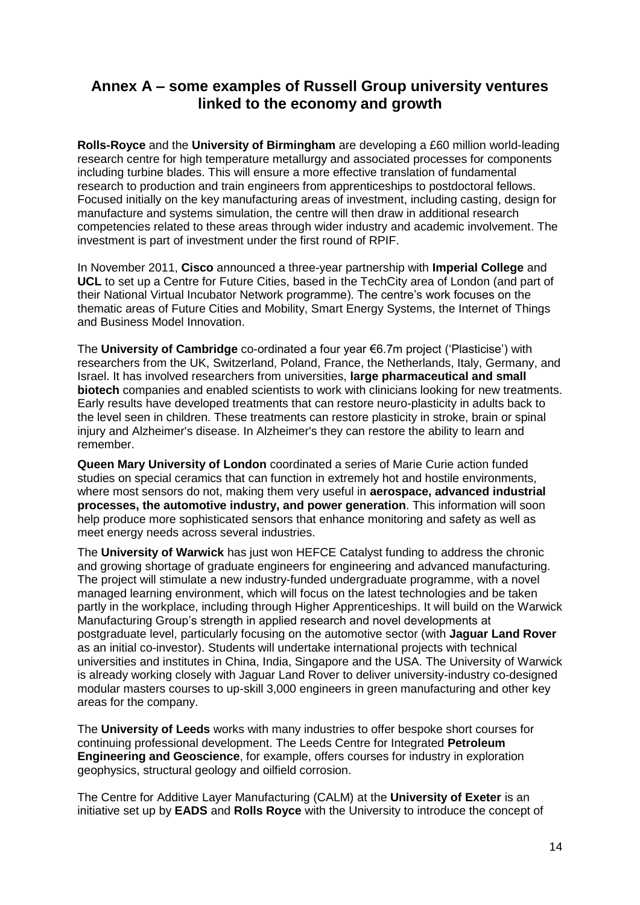## Annex A – some examples of Russell Group university ventures linked to the economy and growth

**Rolls-Royce** and the **University of Birmingham** are developing a £60 million world-leading research centre for high temperature metallurgy and associated processes for components including turbine blades. This will ensure a more effective translation of fundamental research to production and train engineers from apprenticeships to postdoctoral fellows. Focused initially on the key manufacturing areas of investment, including casting, design for manufacture and systems simulation, the centre will then draw in additional research competencies related to these areas through wider industry and academic involvement. The investment is part of investment under the first round of RPIF.

In November 2011, **Cisco** announced a three-year partnership with **Imperial College** and **UCL** to set up a Centre for Future Cities, based in the TechCity area of London (and part of their National Virtual Incubator Network programme). The centre's work focuses on the thematic areas of Future Cities and Mobility, Smart Energy Systems, the Internet of Things and Business Model Innovation.

The **University of Cambridge** co-ordinated a four year €6.7m project ('Plasticise') with researchers from the UK, Switzerland, Poland, France, the Netherlands, Italy, Germany, and Israel. It has involved researchers from universities, **large pharmaceutical and small biotech** companies and enabled scientists to work with clinicians looking for new treatments. Early results have developed treatments that can restore neuro-plasticity in adults back to the level seen in children. These treatments can restore plasticity in stroke, brain or spinal injury and Alzheimer's disease. In Alzheimer's they can restore the ability to learn and remember.

**Queen Mary University of London** coordinated a series of Marie Curie action funded studies on special ceramics that can function in extremely hot and hostile environments, where most sensors do not, making them very useful in **aerospace, advanced industrial processes, the automotive industry, and power generation**. This information will soon help produce more sophisticated sensors that enhance monitoring and safety as well as meet energy needs across several industries.

The **University of Warwick** has just won HEFCE Catalyst funding to address the chronic and growing shortage of graduate engineers for engineering and advanced manufacturing. The project will stimulate a new industry-funded undergraduate programme, with a novel managed learning environment, which will focus on the latest technologies and be taken partly in the workplace, including through Higher Apprenticeships. It will build on the Warwick Manufacturing Group's strength in applied research and novel developments at postgraduate level, particularly focusing on the automotive sector (with **Jaguar Land Rover** as an initial co-investor). Students will undertake international projects with technical universities and institutes in China, India, Singapore and the USA. The University of Warwick is already working closely with Jaguar Land Rover to deliver university-industry co-designed modular masters courses to up-skill 3,000 engineers in green manufacturing and other key areas for the company.

The **University of Leeds** works with many industries to offer bespoke short courses for continuing professional development. The Leeds Centre for Integrated **Petroleum Engineering and Geoscience**, for example, offers courses for industry in exploration geophysics, structural geology and oilfield corrosion.

The Centre for Additive Layer Manufacturing (CALM) at the **University of Exeter** is an initiative set up by **EADS** and **Rolls Royce** with the University to introduce the concept of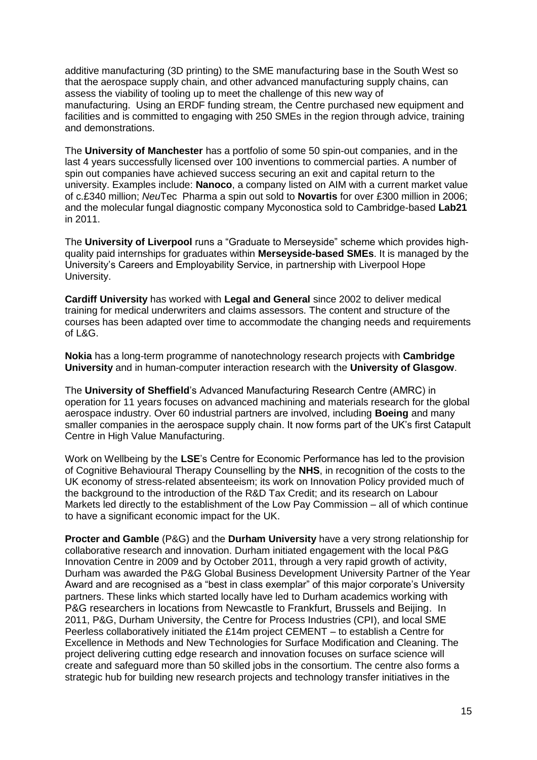additive manufacturing (3D printing) to the SME manufacturing base in the South West so that the aerospace supply chain, and other advanced manufacturing supply chains, can assess the viability of tooling up to meet the challenge of this new way of manufacturing. Using an ERDF funding stream, the Centre purchased new equipment and facilities and is committed to engaging with 250 SMEs in the region through advice, training and demonstrations.

The **University of Manchester** has a portfolio of some 50 spin-out companies, and in the last 4 years successfully licensed over 100 inventions to commercial parties. A number of spin out companies have achieved success securing an exit and capital return to the university. Examples include: **Nanoco**, a company listed on AIM with a current market value of c.£340 million; *Neu*Tec Pharma a spin out sold to **Novartis** for over £300 million in 2006; and the molecular fungal diagnostic company Myconostica sold to Cambridge-based **Lab21** in 2011.

The **University of Liverpool** runs a "Graduate to Merseyside" scheme which provides high-quality paid internships for graduates within **Merseyside-based SMEs**. It is managed by the University's Careers and Employability Service, in partnership with Liverpool Hope University.

**Cardiff University** has worked with **Legal and General** since 2002 to deliver medical training for medical underwriters and claims assessors. The content and structure of the courses has been adapted over time to accommodate the changing needs and requirements of L&G.

**Nokia** has a long-term programme of nanotechnology research projects with **Cambridge University** and in human-computer interaction research with the **University of Glasgow**.

The **University of Sheffield**'s Advanced Manufacturing Research Centre (AMRC) in operation for 11 years focuses on advanced machining and materials research for the global aerospace industry. Over 60 industrial partners are involved, including **Boeing** and many smaller companies in the aerospace supply chain. It now forms part of the UK's first Catapult Centre in High Value Manufacturing.

Work on Wellbeing by the **LSE**'s Centre for Economic Performance has led to the provision of Cognitive Behavioural Therapy Counselling by the **NHS**, in recognition of the costs to the UK economy of stress-related absenteeism; its work on Innovation Policy provided much of the background to the introduction of the R&D Tax Credit; and its research on Labour Markets led directly to the establishment of the Low Pay Commission – all of which continue to have a significant economic impact for the UK.

**Procter and Gamble** (P&G) and the **Durham University** have a very strong relationship for collaborative research and innovation. Durham initiated engagement with the local P&G Innovation Centre in 2009 and by October 2011, through a very rapid growth of activity, Durham was awarded the P&G Global Business Development University Partner of the Year Award and are recognised as a "best in class exemplar" of this major corporate's University partners. These links which started locally have led to Durham academics working with P&G researchers in locations from Newcastle to Frankfurt, Brussels and Beijing. In 2011, P&G, Durham University, the Centre for Process Industries (CPI), and local SME Peerless collaboratively initiated the £14m project CEMENT – to establish a Centre for Excellence in Methods and New Technologies for Surface Modification and Cleaning. The project delivering cutting edge research and innovation focuses on surface science will create and safeguard more than 50 skilled jobs in the consortium. The centre also forms a strategic hub for building new research projects and technology transfer initiatives in the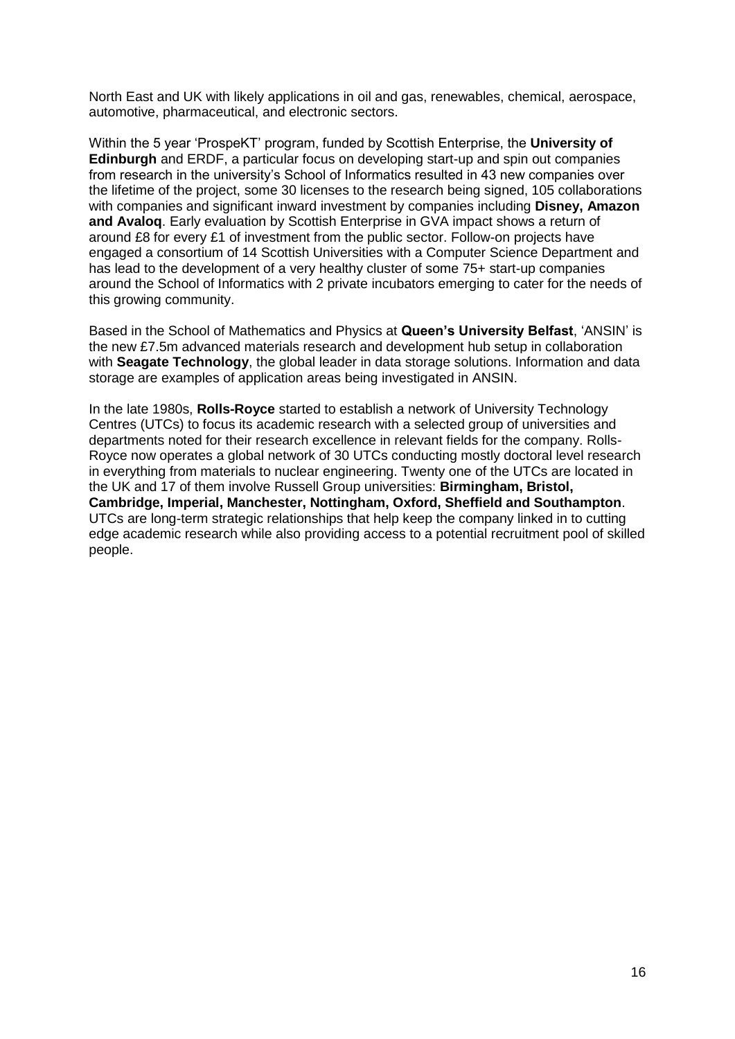North East and UK with likely applications in oil and gas, renewables, chemical, aerospace, automotive, pharmaceutical, and electronic sectors.

Within the 5 year 'ProspeKT' program, funded by Scottish Enterprise, the **University of Edinburgh** and ERDF, a particular focus on developing start-up and spin out companies from research in the university's School of Informatics resulted in 43 new companies over the lifetime of the project, some 30 licenses to the research being signed, 105 collaborations with companies and significant inward investment by companies including **Disney, Amazon and Avaloq**. Early evaluation by Scottish Enterprise in GVA impact shows a return of around £8 for every £1 of investment from the public sector. Follow-on projects have engaged a consortium of 14 Scottish Universities with a Computer Science Department and has lead to the development of a very healthy cluster of some 75+ start-up companies around the School of Informatics with 2 private incubators emerging to cater for the needs of this growing community.

Based in the School of Mathematics and Physics at **Queen's University Belfast**, 'ANSIN' is the new £7.5m advanced materials research and development hub setup in collaboration with **Seagate Technology**, the global leader in data storage solutions. Information and data storage are examples of application areas being investigated in ANSIN.

In the late 1980s, **Rolls-Royce** started to establish a network of University Technology Centres (UTCs) to focus its academic research with a selected group of universities and departments noted for their research excellence in relevant fields for the company. Rolls-Royce now operates a global network of 30 UTCs conducting mostly doctoral level research in everything from materials to nuclear engineering. Twenty one of the UTCs are located in the UK and 17 of them involve Russell Group universities: **Birmingham, Bristol, Cambridge, Imperial, Manchester, Nottingham, Oxford, Sheffield and Southampton**. UTCs are long-term strategic relationships that help keep the company linked in to cutting edge academic research while also providing access to a potential recruitment pool of skilled people.